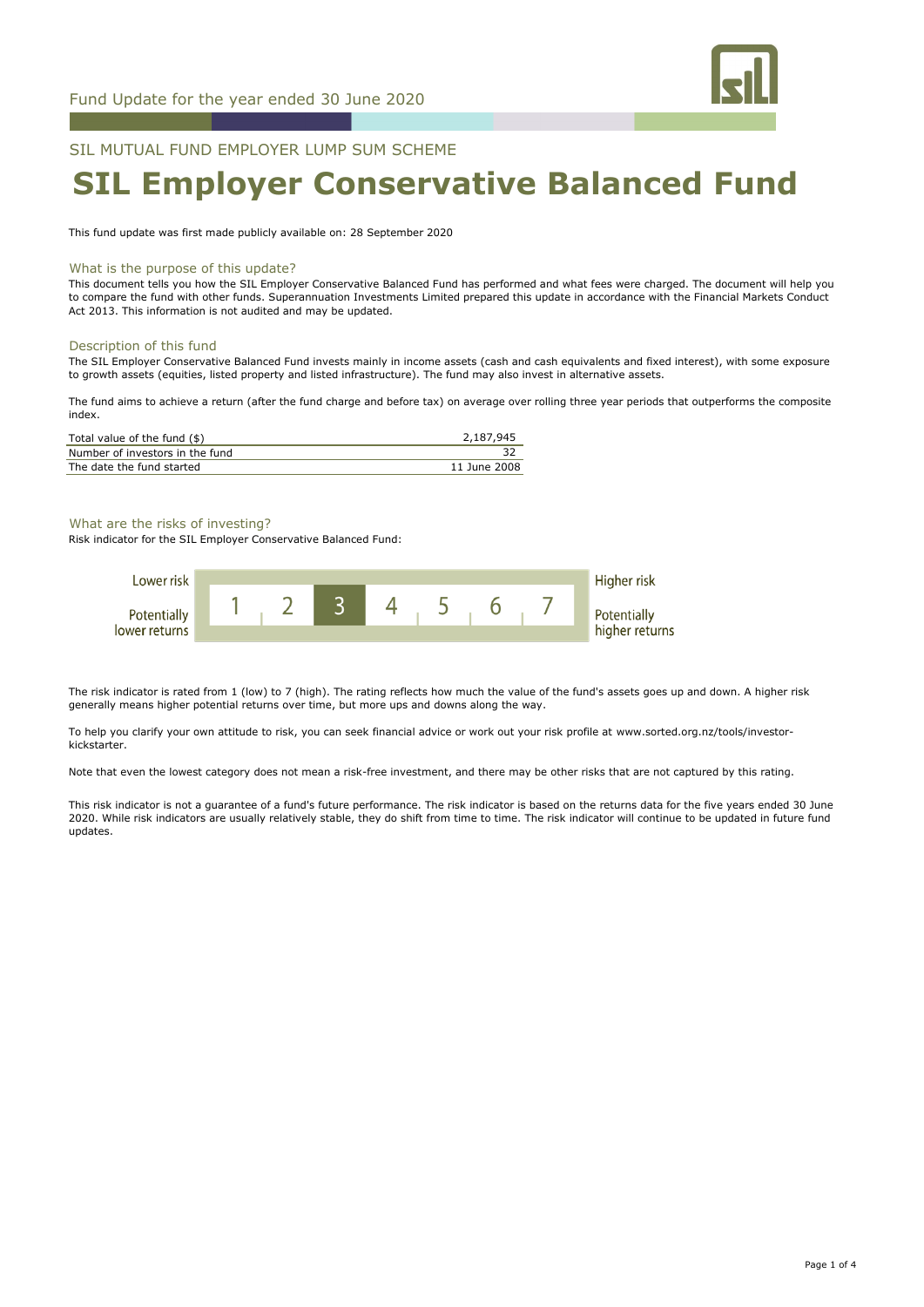Fund Update for the year ended 30 June 2020

SIL MUTUAL FUND EMPLOYER LUMP SUM SCHEME

# SIL Employer Conservative Balanced Fund

This fund update was first made publicly available on: 28 September 2020

## What is the purpose of this update?

This document tells you how the SIL Employer Conservative Balanced Fund has performed and what fees were charged. The document will help you to compare the fund with other funds. Superannuation Investments Limited prepared this update in accordance with the Financial Markets Conduct Act 2013. This information is not audited and may be updated.

## Description of this fund

The SIL Employer Conservative Balanced Fund invests mainly in income assets (cash and cash equivalents and fixed interest), with some exposure to growth assets (equities, listed property and listed infrastructure). The fund may also invest in alternative assets.

The fund aims to achieve a return (after the fund charge and before tax) on average over rolling three year periods that outperforms the composite index.

| | |
|---|---|
| Total value of the fund ($) | 2,187,945 |
| Number of investors in the fund | 32 |
| The date the fund started | 11 June 2008 |

## What are the risks of investing?

Risk indicator for the SIL Employer Conservative Balanced Fund:

| Lower risk / Potentially lower returns | 1 | 2 | **3** | 4 | 5 | 6 | 7 | Higher risk / Potentially higher returns |
|---|---|---|---|---|---|---|---|---|

The risk indicator is rated from 1 (low) to 7 (high). The rating reflects how much the value of the fund's assets goes up and down. A higher risk generally means higher potential returns over time, but more ups and downs along the way.

To help you clarify your own attitude to risk, you can seek financial advice or work out your risk profile at www.sorted.org.nz/tools/investor-kickstarter.

Note that even the lowest category does not mean a risk-free investment, and there may be other risks that are not captured by this rating.

This risk indicator is not a guarantee of a fund's future performance. The risk indicator is based on the returns data for the five years ended 30 June 2020. While risk indicators are usually relatively stable, they do shift from time to time. The risk indicator will continue to be updated in future fund updates.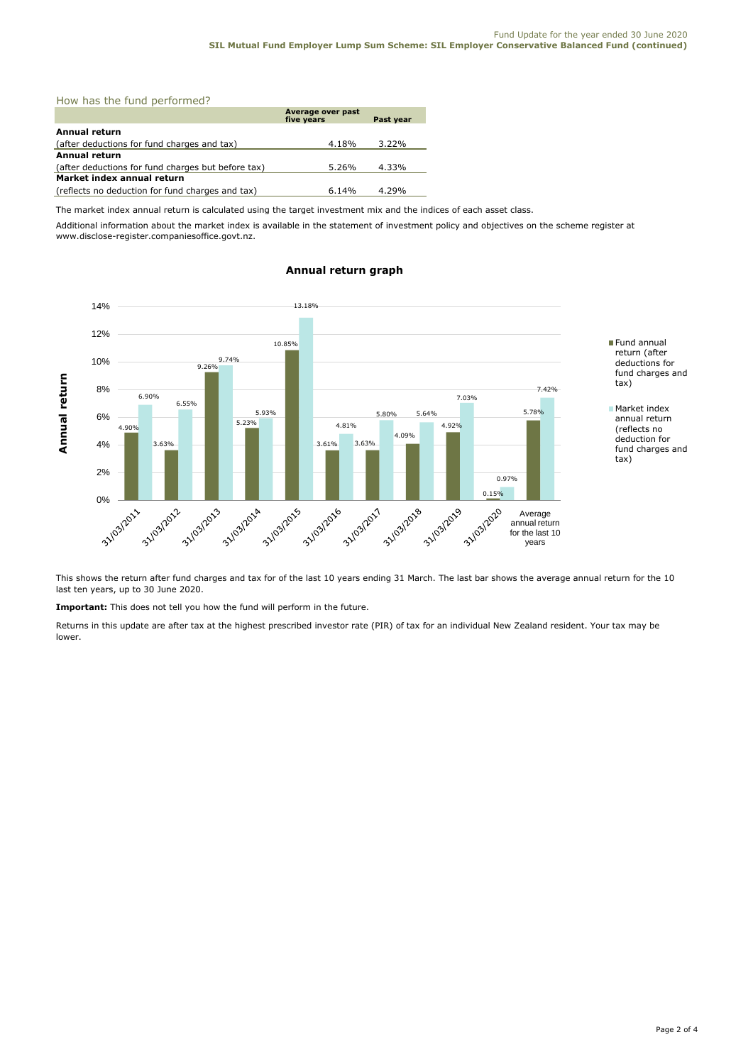## How has the fund performed?

| | Average over past five years | Past year |
|---|---|---|
| **Annual return** | | |
| (after deductions for fund charges and tax) | 4.18% | 3.22% |
| **Annual return** | | |
| (after deductions for fund charges but before tax) | 5.26% | 4.33% |
| **Market index annual return** | | |
| (reflects no deduction for fund charges and tax) | 6.14% | 4.29% |

The market index annual return is calculated using the target investment mix and the indices of each asset class.

Additional information about the market index is available in the statement of investment policy and objectives on the scheme register at www.disclose-register.companiesoffice.govt.nz.

### Annual return graph

| | Fund annual return (after deductions for fund charges and tax) | Market index annual return (reflects no deduction for fund charges and tax) |
|---|---|---|
| 31/03/2011 | 4.90% | 6.90% |
| 31/03/2012 | 3.63% | 6.55% |
| 31/03/2013 | 9.26% | 9.74% |
| 31/03/2014 | 5.23% | 5.93% |
| 31/03/2015 | 10.85% | 13.18% |
| 31/03/2016 | 3.61% | 4.81% |
| 31/03/2017 | 3.63% | 5.80% |
| 31/03/2018 | 4.09% | 5.64% |
| 31/03/2019 | 4.92% | 7.03% |
| 31/03/2020 | 0.15% | 0.97% |
| Average annual return for the last 10 years | 5.78% | 7.42% |

This shows the return after fund charges and tax for of the last 10 years ending 31 March. The last bar shows the average annual return for the 10 last ten years, up to 30 June 2020.

**Important:** This does not tell you how the fund will perform in the future.

Returns in this update are after tax at the highest prescribed investor rate (PIR) of tax for an individual New Zealand resident. Your tax may be lower.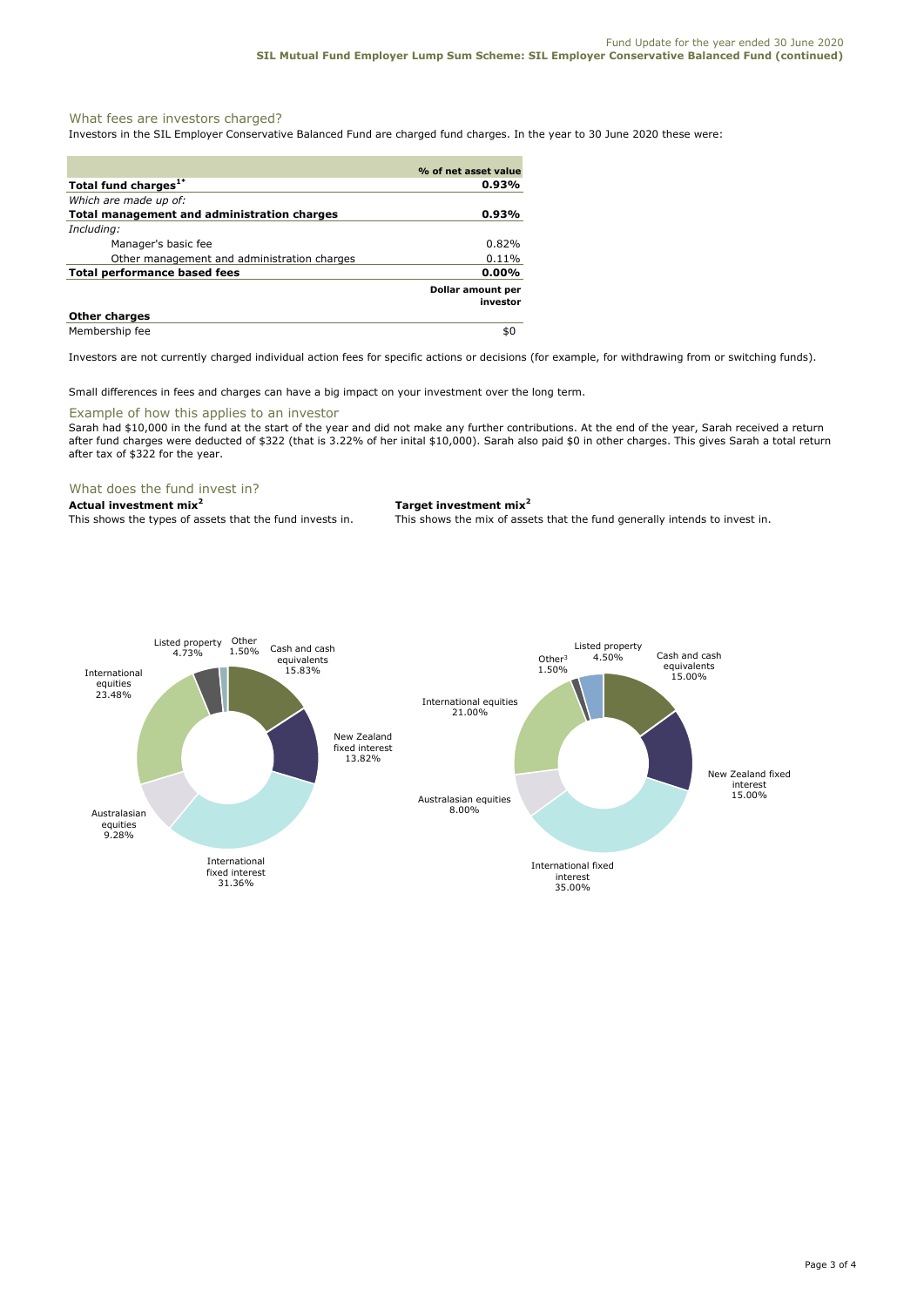## What fees are investors charged?

Investors in the SIL Employer Conservative Balanced Fund are charged fund charges. In the year to 30 June 2020 these were:

| | % of net asset value |
|---|---|
| **Total fund charges[1*]** | **0.93%** |
| *Which are made up of:* | |
| **Total management and administration charges** | **0.93%** |
| *Including:* | |
| Manager's basic fee | 0.82% |
| Other management and administration charges | 0.11% |
| **Total performance based fees** | **0.00%** |
| | **Dollar amount per investor** |
| **Other charges** | |
| Membership fee | \$0 |

Investors are not currently charged individual action fees for specific actions or decisions (for example, for withdrawing from or switching funds).

Small differences in fees and charges can have a big impact on your investment over the long term.

### Example of how this applies to an investor

Sarah had \$10,000 in the fund at the start of the year and did not make any further contributions. At the end of the year, Sarah received a return after fund charges were deducted of \$322 (that is 3.22% of her inital \$10,000). Sarah also paid \$0 in other charges. This gives Sarah a total return after tax of \$322 for the year.

## What does the fund invest in?

**Actual investment mix[2]**

This shows the types of assets that the fund invests in.

| Asset type | % |
|---|---|
| Cash and cash equivalents | 15.83% |
| New Zealand fixed interest | 13.82% |
| International fixed interest | 31.36% |
| Australasian equities | 9.28% |
| International equities | 23.48% |
| Listed property | 4.73% |
| Other | 1.50% |

**Target investment mix[2]**

This shows the mix of assets that the fund generally intends to invest in.

| Asset type | % |
|---|---|
| Cash and cash equivalents | 15.00% |
| New Zealand fixed interest | 15.00% |
| International fixed interest | 35.00% |
| Australasian equities | 8.00% |
| International equities | 21.00% |
| Listed property | 4.50% |
| Other[3] | 1.50% |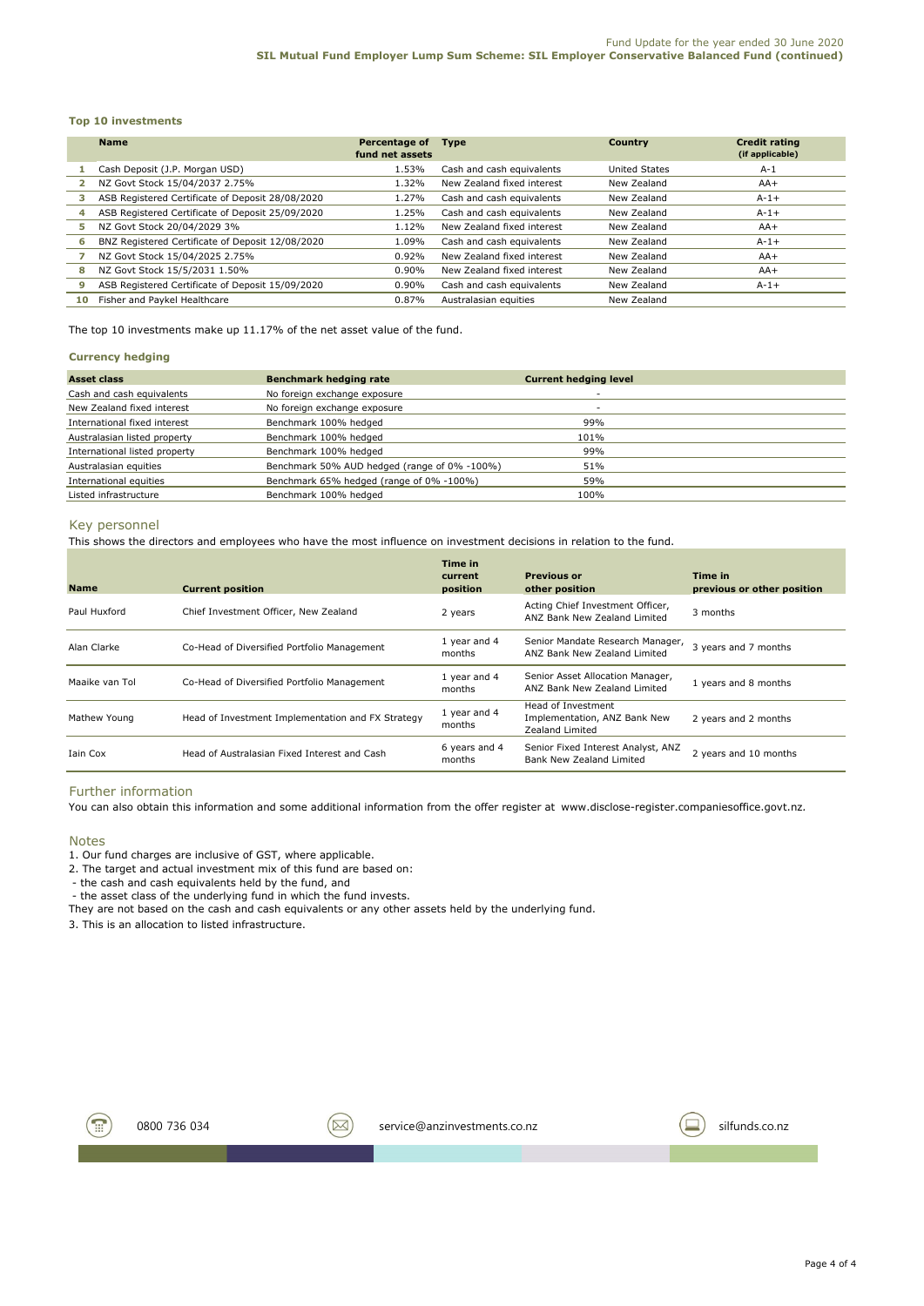### Top 10 investments

| | Name | Percentage of fund net assets | Type | Country | Credit rating (if applicable) |
|---|---|---|---|---|---|
| 1 | Cash Deposit (J.P. Morgan USD) | 1.53% | Cash and cash equivalents | United States | A-1 |
| 2 | NZ Govt Stock 15/04/2037 2.75% | 1.32% | New Zealand fixed interest | New Zealand | AA+ |
| 3 | ASB Registered Certificate of Deposit 28/08/2020 | 1.27% | Cash and cash equivalents | New Zealand | A-1+ |
| 4 | ASB Registered Certificate of Deposit 25/09/2020 | 1.25% | Cash and cash equivalents | New Zealand | A-1+ |
| 5 | NZ Govt Stock 20/04/2029 3% | 1.12% | New Zealand fixed interest | New Zealand | AA+ |
| 6 | BNZ Registered Certificate of Deposit 12/08/2020 | 1.09% | Cash and cash equivalents | New Zealand | A-1+ |
| 7 | NZ Govt Stock 15/04/2025 2.75% | 0.92% | New Zealand fixed interest | New Zealand | AA+ |
| 8 | NZ Govt Stock 15/5/2031 1.50% | 0.90% | New Zealand fixed interest | New Zealand | AA+ |
| 9 | ASB Registered Certificate of Deposit 15/09/2020 | 0.90% | Cash and cash equivalents | New Zealand | A-1+ |
| 10 | Fisher and Paykel Healthcare | 0.87% | Australasian equities | New Zealand | |

The top 10 investments make up 11.17% of the net asset value of the fund.

### Currency hedging

| Asset class | Benchmark hedging rate | Current hedging level |
|---|---|---|
| Cash and cash equivalents | No foreign exchange exposure | - |
| New Zealand fixed interest | No foreign exchange exposure | - |
| International fixed interest | Benchmark 100% hedged | 99% |
| Australasian listed property | Benchmark 100% hedged | 101% |
| International listed property | Benchmark 100% hedged | 99% |
| Australasian equities | Benchmark 50% AUD hedged (range of 0% -100%) | 51% |
| International equities | Benchmark 65% hedged (range of 0% -100%) | 59% |
| Listed infrastructure | Benchmark 100% hedged | 100% |

## Key personnel

This shows the directors and employees who have the most influence on investment decisions in relation to the fund.

| Name | Current position | Time in current position | Previous or other position | Time in previous or other position |
|---|---|---|---|---|
| Paul Huxford | Chief Investment Officer, New Zealand | 2 years | Acting Chief Investment Officer, ANZ Bank New Zealand Limited | 3 months |
| Alan Clarke | Co-Head of Diversified Portfolio Management | 1 year and 4 months | Senior Mandate Research Manager, ANZ Bank New Zealand Limited | 3 years and 7 months |
| Maaike van Tol | Co-Head of Diversified Portfolio Management | 1 year and 4 months | Senior Asset Allocation Manager, ANZ Bank New Zealand Limited | 1 years and 8 months |
| Mathew Young | Head of Investment Implementation and FX Strategy | 1 year and 4 months | Head of Investment Implementation, ANZ Bank New Zealand Limited | 2 years and 2 months |
| Iain Cox | Head of Australasian Fixed Interest and Cash | 6 years and 4 months | Senior Fixed Interest Analyst, ANZ Bank New Zealand Limited | 2 years and 10 months |

## Further information

You can also obtain this information and some additional information from the offer register at www.disclose-register.companiesoffice.govt.nz.

## Notes

1. Our fund charges are inclusive of GST, where applicable.
2. The target and actual investment mix of this fund are based on:
 - the cash and cash equivalents held by the fund, and
 - the asset class of the underlying fund in which the fund invests.

They are not based on the cash and cash equivalents or any other assets held by the underlying fund.

3. This is an allocation to listed infrastructure.

0800 736 034 service@anzinvestments.co.nz silfunds.co.nz